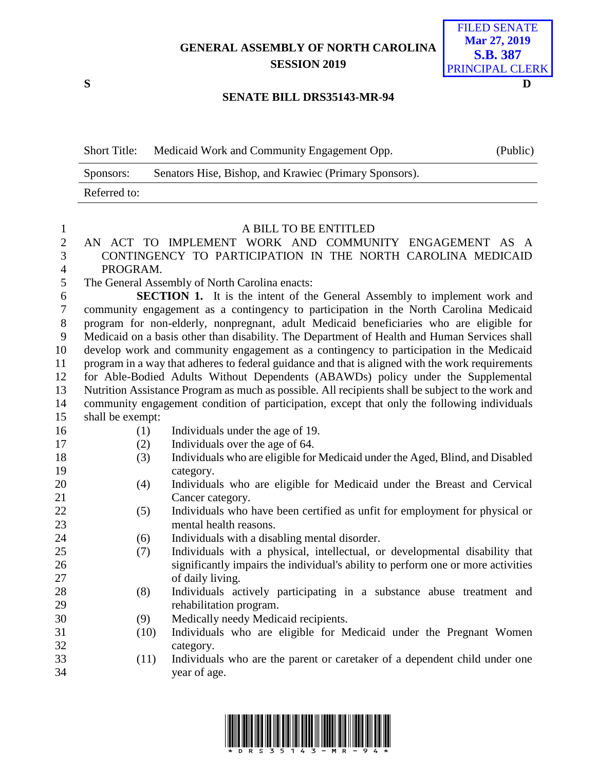# GENERAL ASSEMBLY OF NORTH CAROLINA
## SESSION 2019

FILED SENATE
Mar 27, 2019
S.B. 387
PRINCIPAL CLERK

S D

### SENATE BILL DRS35143-MR-94

| Short Title: | Medicaid Work and Community Engagement Opp. | (Public) |
|---|---|---|
| Sponsors: | Senators Hise, Bishop, and Krawiec (Primary Sponsors). | |
| Referred to: | | |

A BILL TO BE ENTITLED

AN ACT TO IMPLEMENT WORK AND COMMUNITY ENGAGEMENT AS A CONTINGENCY TO PARTICIPATION IN THE NORTH CAROLINA MEDICAID PROGRAM.

The General Assembly of North Carolina enacts:

**SECTION 1.** It is the intent of the General Assembly to implement work and community engagement as a contingency to participation in the North Carolina Medicaid program for non-elderly, nonpregnant, adult Medicaid beneficiaries who are eligible for Medicaid on a basis other than disability. The Department of Health and Human Services shall develop work and community engagement as a contingency to participation in the Medicaid program in a way that adheres to federal guidance and that is aligned with the work requirements for Able-Bodied Adults Without Dependents (ABAWDs) policy under the Supplemental Nutrition Assistance Program as much as possible. All recipients shall be subject to the work and community engagement condition of participation, except that only the following individuals shall be exempt:

(1) Individuals under the age of 19.

(2) Individuals over the age of 64.

(3) Individuals who are eligible for Medicaid under the Aged, Blind, and Disabled category.

(4) Individuals who are eligible for Medicaid under the Breast and Cervical Cancer category.

(5) Individuals who have been certified as unfit for employment for physical or mental health reasons.

(6) Individuals with a disabling mental disorder.

(7) Individuals with a physical, intellectual, or developmental disability that significantly impairs the individual's ability to perform one or more activities of daily living.

(8) Individuals actively participating in a substance abuse treatment and rehabilitation program.

(9) Medically needy Medicaid recipients.

(10) Individuals who are eligible for Medicaid under the Pregnant Women category.

(11) Individuals who are the parent or caretaker of a dependent child under one year of age.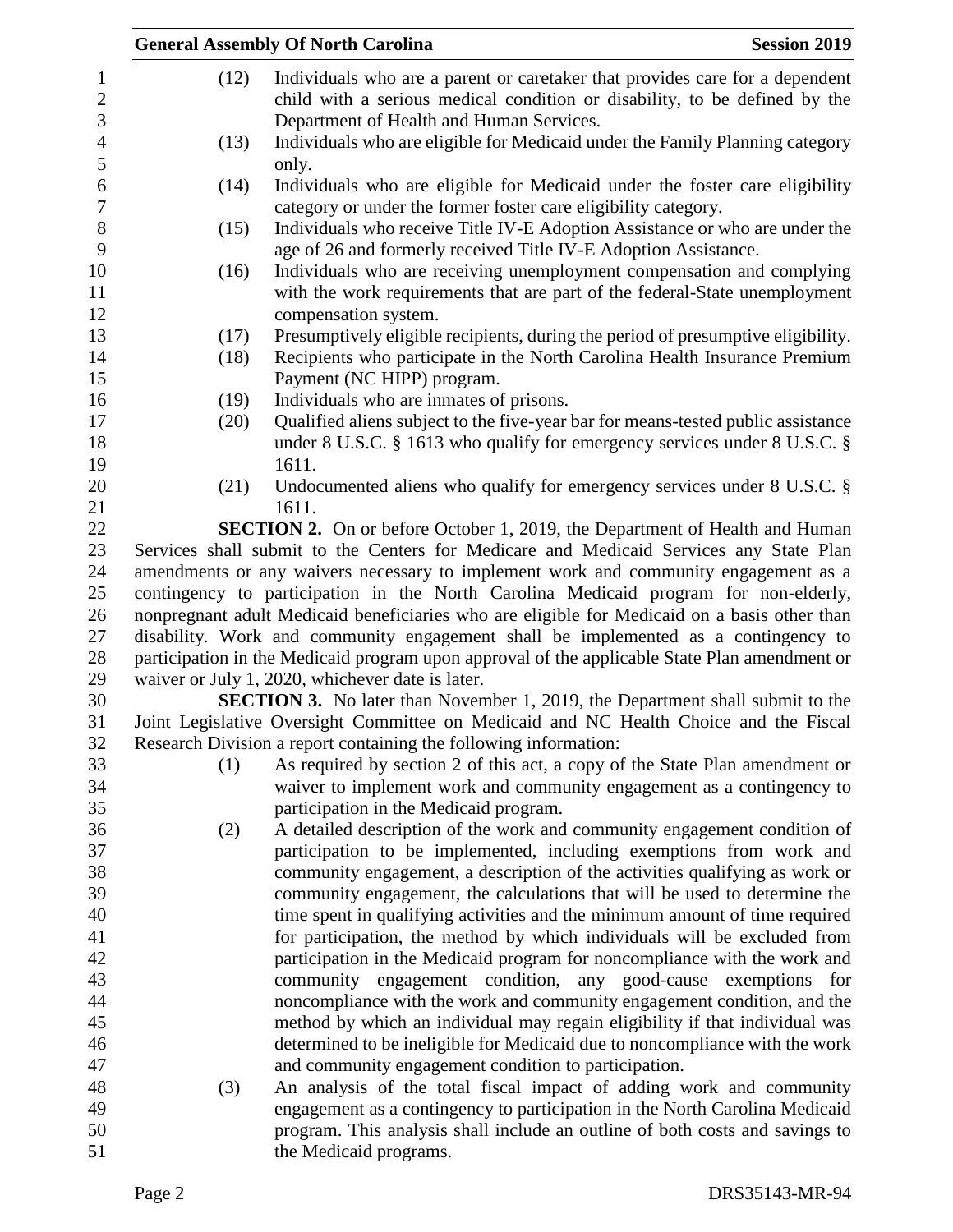(12) Individuals who are a parent or caretaker that provides care for a dependent child with a serious medical condition or disability, to be defined by the Department of Health and Human Services.

(13) Individuals who are eligible for Medicaid under the Family Planning category only.

(14) Individuals who are eligible for Medicaid under the foster care eligibility category or under the former foster care eligibility category.

(15) Individuals who receive Title IV-E Adoption Assistance or who are under the age of 26 and formerly received Title IV-E Adoption Assistance.

(16) Individuals who are receiving unemployment compensation and complying with the work requirements that are part of the federal-State unemployment compensation system.

(17) Presumptively eligible recipients, during the period of presumptive eligibility.

(18) Recipients who participate in the North Carolina Health Insurance Premium Payment (NC HIPP) program.

(19) Individuals who are inmates of prisons.

(20) Qualified aliens subject to the five-year bar for means-tested public assistance under 8 U.S.C. § 1613 who qualify for emergency services under 8 U.S.C. § 1611.

(21) Undocumented aliens who qualify for emergency services under 8 U.S.C. § 1611.

**SECTION 2.** On or before October 1, 2019, the Department of Health and Human Services shall submit to the Centers for Medicare and Medicaid Services any State Plan amendments or any waivers necessary to implement work and community engagement as a contingency to participation in the North Carolina Medicaid program for non-elderly, nonpregnant adult Medicaid beneficiaries who are eligible for Medicaid on a basis other than disability. Work and community engagement shall be implemented as a contingency to participation in the Medicaid program upon approval of the applicable State Plan amendment or waiver or July 1, 2020, whichever date is later.

**SECTION 3.** No later than November 1, 2019, the Department shall submit to the Joint Legislative Oversight Committee on Medicaid and NC Health Choice and the Fiscal Research Division a report containing the following information:

(1) As required by section 2 of this act, a copy of the State Plan amendment or waiver to implement work and community engagement as a contingency to participation in the Medicaid program.

(2) A detailed description of the work and community engagement condition of participation to be implemented, including exemptions from work and community engagement, a description of the activities qualifying as work or community engagement, the calculations that will be used to determine the time spent in qualifying activities and the minimum amount of time required for participation, the method by which individuals will be excluded from participation in the Medicaid program for noncompliance with the work and community engagement condition, any good-cause exemptions for noncompliance with the work and community engagement condition, and the method by which an individual may regain eligibility if that individual was determined to be ineligible for Medicaid due to noncompliance with the work and community engagement condition to participation.

(3) An analysis of the total fiscal impact of adding work and community engagement as a contingency to participation in the North Carolina Medicaid program. This analysis shall include an outline of both costs and savings to the Medicaid programs.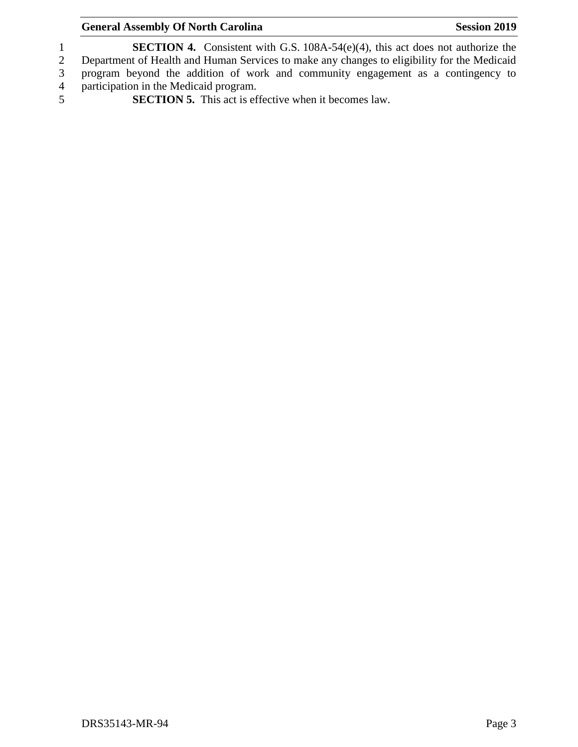**SECTION 4.** Consistent with G.S. 108A-54(e)(4), this act does not authorize the Department of Health and Human Services to make any changes to eligibility for the Medicaid program beyond the addition of work and community engagement as a contingency to participation in the Medicaid program.

**SECTION 5.** This act is effective when it becomes law.